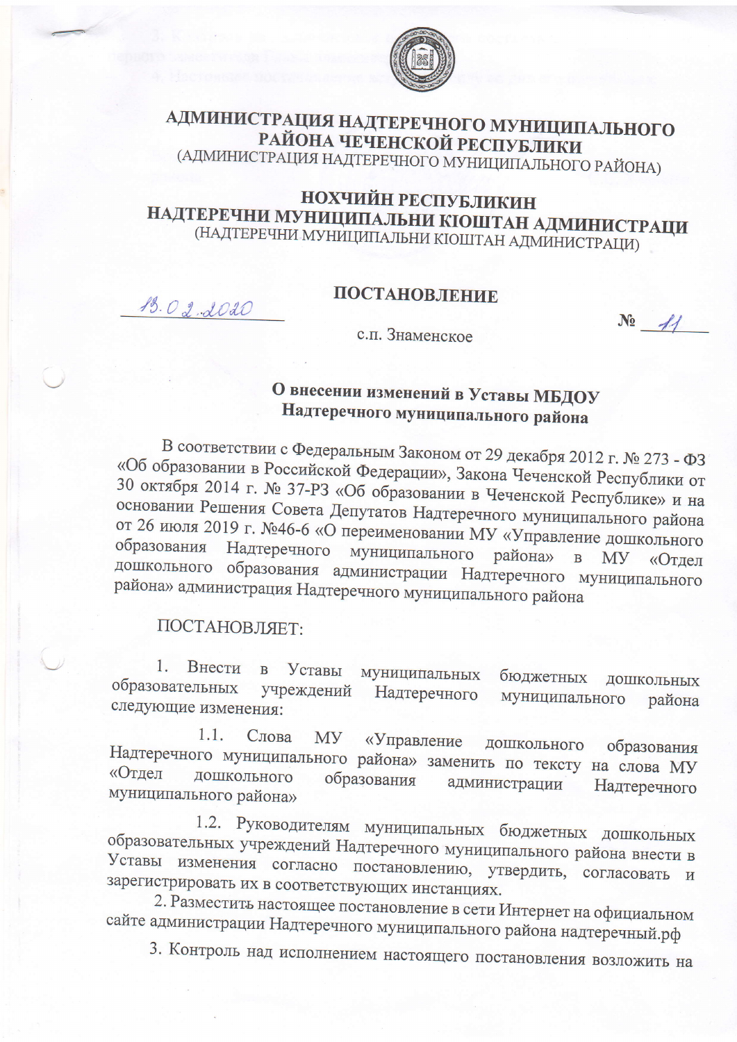# АДМИНИСТРАЦИЯ НАДТЕРЕЧНОГО МУНИЦИПАЛЬНОГО РАЙОНА ЧЕЧЕНСКОЙ РЕСПУБЛИКИ

(АДМИНИСТРАЦИЯ НАДТЕРЕЧНОГО МУНИЦИПАЛЬНОГО РАЙОНА)

# НОХЧИЙН РЕСПУБЛИКИН НАДТЕРЕЧНИ МУНИЦИПАЛЬНИ КIОШТАН АДМИНИСТРАЦИ

(НАДТЕРЕЧНИ МУНИЦИПАЛЬНИ КIОШТАН АДМИНИСТРАЦИ)

## ПОСТАНОВЛЕНИЕ

13.02.2020 № 11

с.п. Знаменское

**О внесении изменений в Уставы МБДОУ Надтеречного муниципального района**

В соответствии с Федеральным Законом от 29 декабря 2012 г. № 273 - ФЗ «Об образовании в Российской Федерации», Закона Чеченской Республики от 30 октября 2014 г. № 37-РЗ «Об образовании в Чеченской Республике» и на основании Решения Совета Депутатов Надтеречного муниципального района от 26 июля 2019 г. №46-6 «О переименовании МУ «Управление дошкольного образования Надтеречного муниципального района» в МУ «Отдел дошкольного образования администрации Надтеречного муниципального района» администрация Надтеречного муниципального района

ПОСТАНОВЛЯЕТ:

1. Внести в Уставы муниципальных бюджетных дошкольных образовательных учреждений Надтеречного муниципального района следующие изменения:

   1.1. Слова МУ «Управление дошкольного образования Надтеречного муниципального района» заменить по тексту на слова МУ «Отдел дошкольного образования администрации Надтеречного муниципального района»

   1.2. Руководителям муниципальных бюджетных дошкольных образовательных учреждений Надтеречного муниципального района внести в Уставы изменения согласно постановлению, утвердить, согласовать и зарегистрировать их в соответствующих инстанциях.

2. Разместить настоящее постановление в сети Интернет на официальном сайте администрации Надтеречного муниципального района надтеречный.рф

3. Контроль над исполнением настоящего постановления возложить на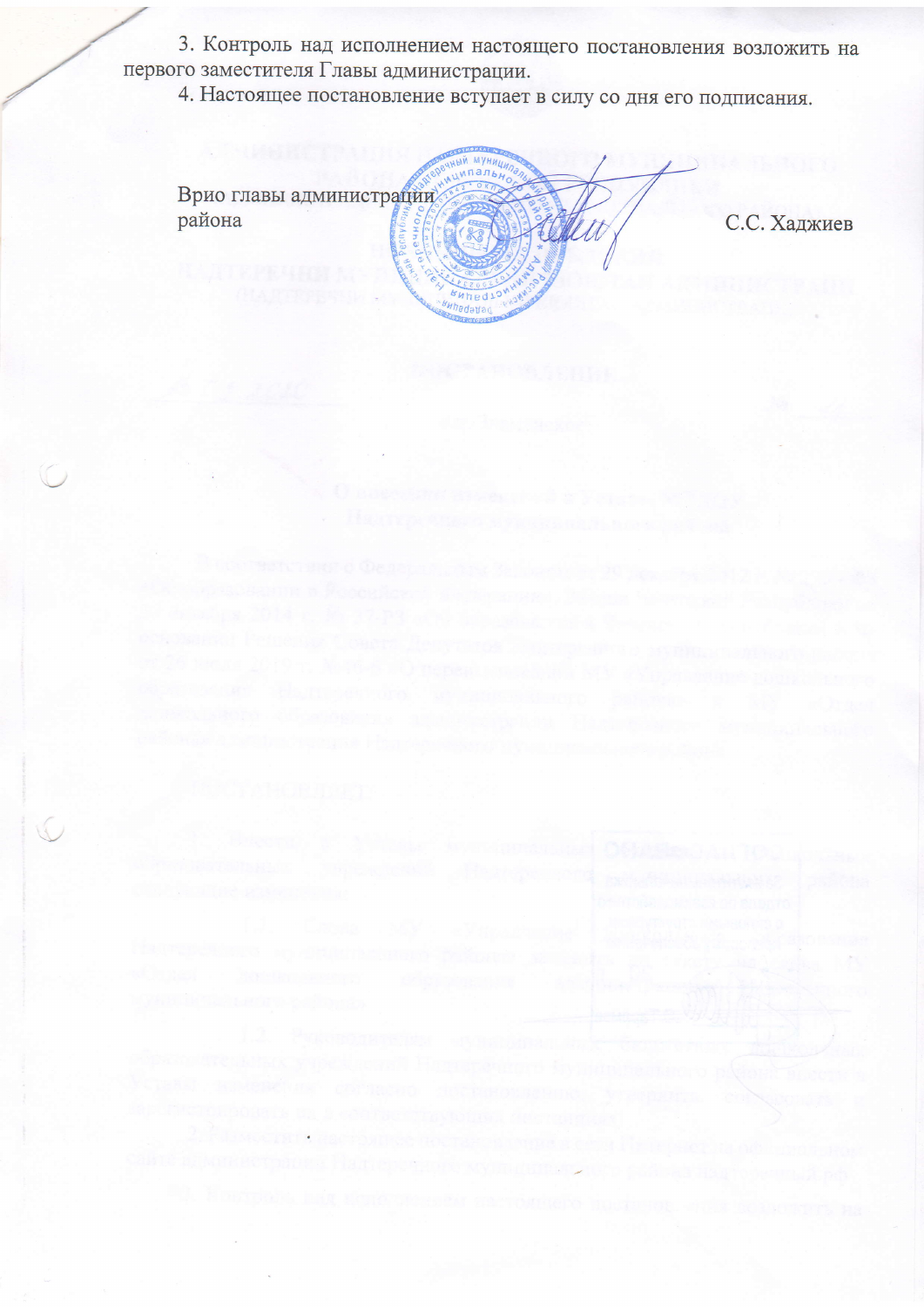3. Контроль над исполнением настоящего постановления возложить на первого заместителя Главы администрации.

4. Настоящее постановление вступает в силу со дня его подписания.

Врио главы администрации района С.С. Хаджиев